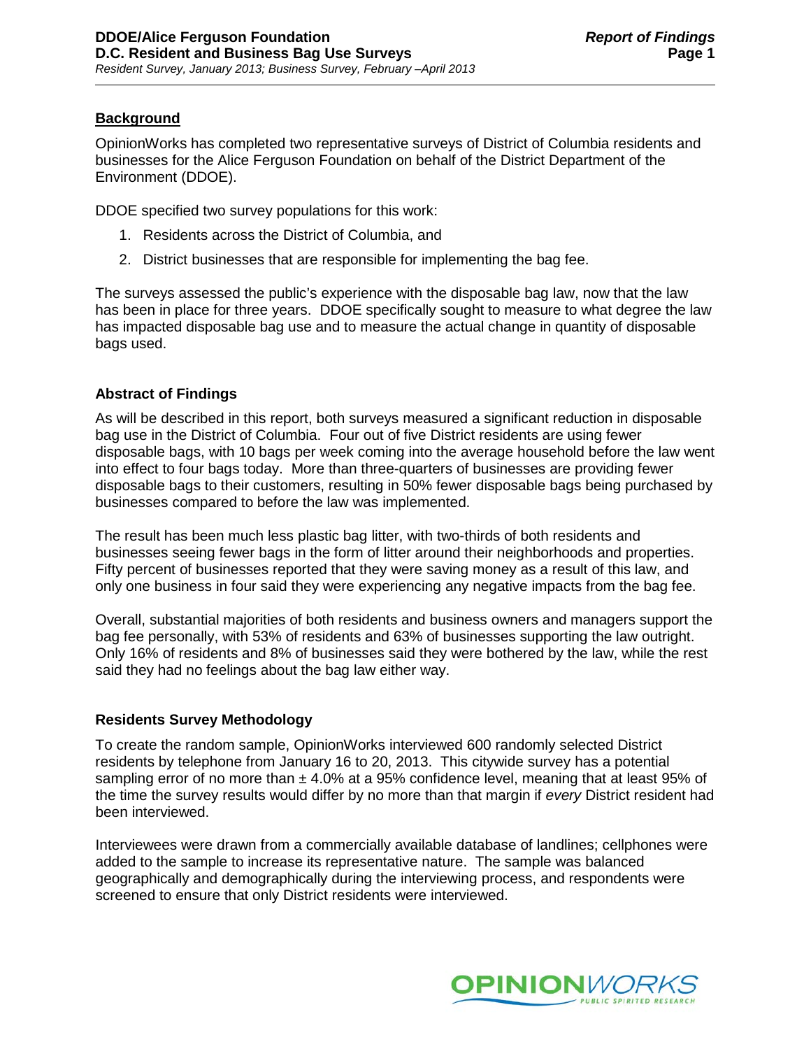## Background

OpinionWorks has completed two representative surveys of District of Columbia residents and businesses for the Alice Ferguson Foundation on behalf of the District Department of the Environment (DDOE).

DDOE specified two survey populations for this work:

1. Residents across the District of Columbia, and
2. District businesses that are responsible for implementing the bag fee.

The surveys assessed the public's experience with the disposable bag law, now that the law has been in place for three years. DDOE specifically sought to measure to what degree the law has impacted disposable bag use and to measure the actual change in quantity of disposable bags used.

### Abstract of Findings

As will be described in this report, both surveys measured a significant reduction in disposable bag use in the District of Columbia. Four out of five District residents are using fewer disposable bags, with 10 bags per week coming into the average household before the law went into effect to four bags today. More than three-quarters of businesses are providing fewer disposable bags to their customers, resulting in 50% fewer disposable bags being purchased by businesses compared to before the law was implemented.

The result has been much less plastic bag litter, with two-thirds of both residents and businesses seeing fewer bags in the form of litter around their neighborhoods and properties. Fifty percent of businesses reported that they were saving money as a result of this law, and only one business in four said they were experiencing any negative impacts from the bag fee.

Overall, substantial majorities of both residents and business owners and managers support the bag fee personally, with 53% of residents and 63% of businesses supporting the law outright. Only 16% of residents and 8% of businesses said they were bothered by the law, while the rest said they had no feelings about the bag law either way.

### Residents Survey Methodology

To create the random sample, OpinionWorks interviewed 600 randomly selected District residents by telephone from January 16 to 20, 2013. This citywide survey has a potential sampling error of no more than ± 4.0% at a 95% confidence level, meaning that at least 95% of the time the survey results would differ by no more than that margin if *every* District resident had been interviewed.

Interviewees were drawn from a commercially available database of landlines; cellphones were added to the sample to increase its representative nature. The sample was balanced geographically and demographically during the interviewing process, and respondents were screened to ensure that only District residents were interviewed.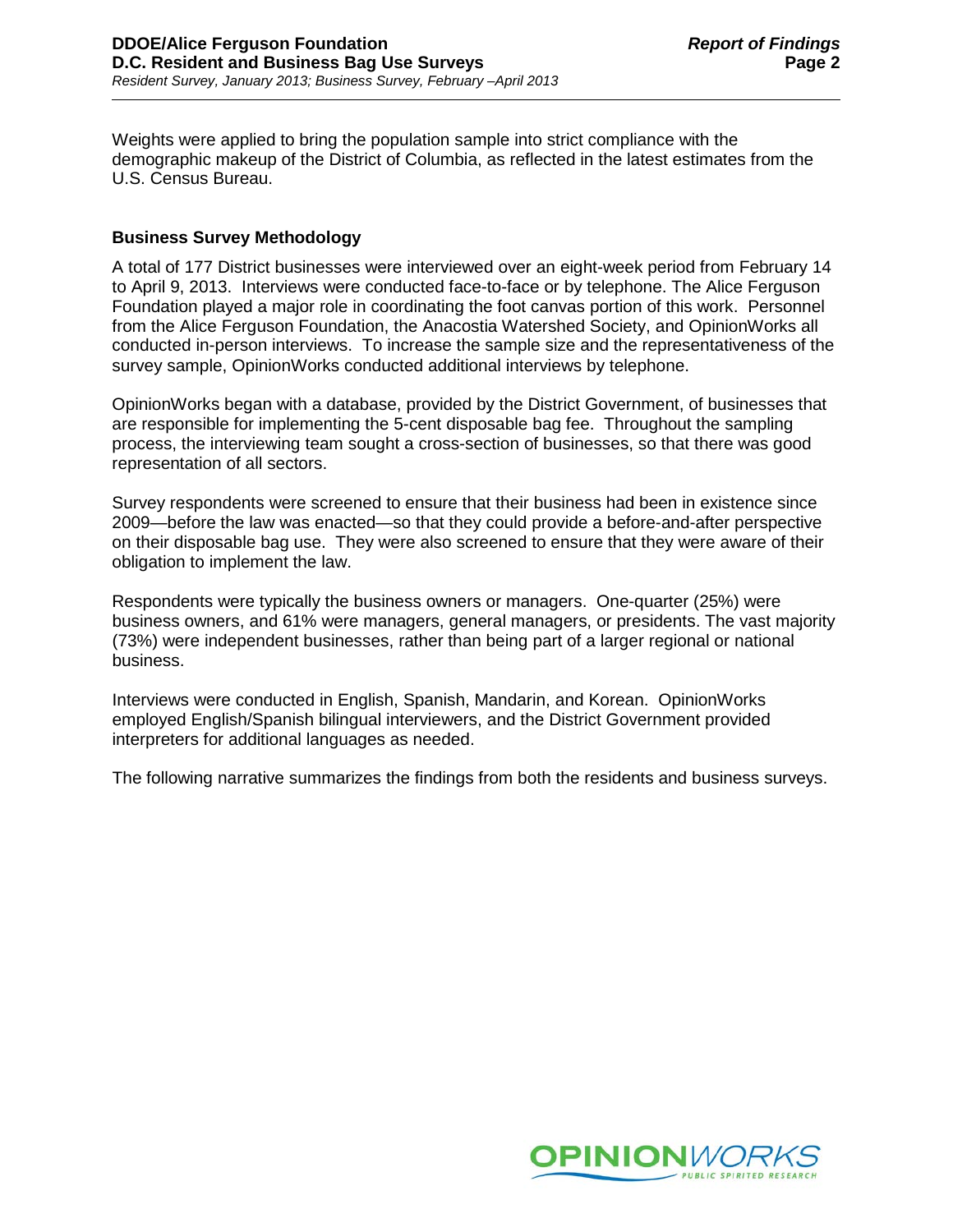Weights were applied to bring the population sample into strict compliance with the demographic makeup of the District of Columbia, as reflected in the latest estimates from the U.S. Census Bureau.

**Business Survey Methodology**

A total of 177 District businesses were interviewed over an eight-week period from February 14 to April 9, 2013. Interviews were conducted face-to-face or by telephone. The Alice Ferguson Foundation played a major role in coordinating the foot canvas portion of this work. Personnel from the Alice Ferguson Foundation, the Anacostia Watershed Society, and OpinionWorks all conducted in-person interviews. To increase the sample size and the representativeness of the survey sample, OpinionWorks conducted additional interviews by telephone.

OpinionWorks began with a database, provided by the District Government, of businesses that are responsible for implementing the 5-cent disposable bag fee. Throughout the sampling process, the interviewing team sought a cross-section of businesses, so that there was good representation of all sectors.

Survey respondents were screened to ensure that their business had been in existence since 2009—before the law was enacted—so that they could provide a before-and-after perspective on their disposable bag use. They were also screened to ensure that they were aware of their obligation to implement the law.

Respondents were typically the business owners or managers. One-quarter (25%) were business owners, and 61% were managers, general managers, or presidents. The vast majority (73%) were independent businesses, rather than being part of a larger regional or national business.

Interviews were conducted in English, Spanish, Mandarin, and Korean. OpinionWorks employed English/Spanish bilingual interviewers, and the District Government provided interpreters for additional languages as needed.

The following narrative summarizes the findings from both the residents and business surveys.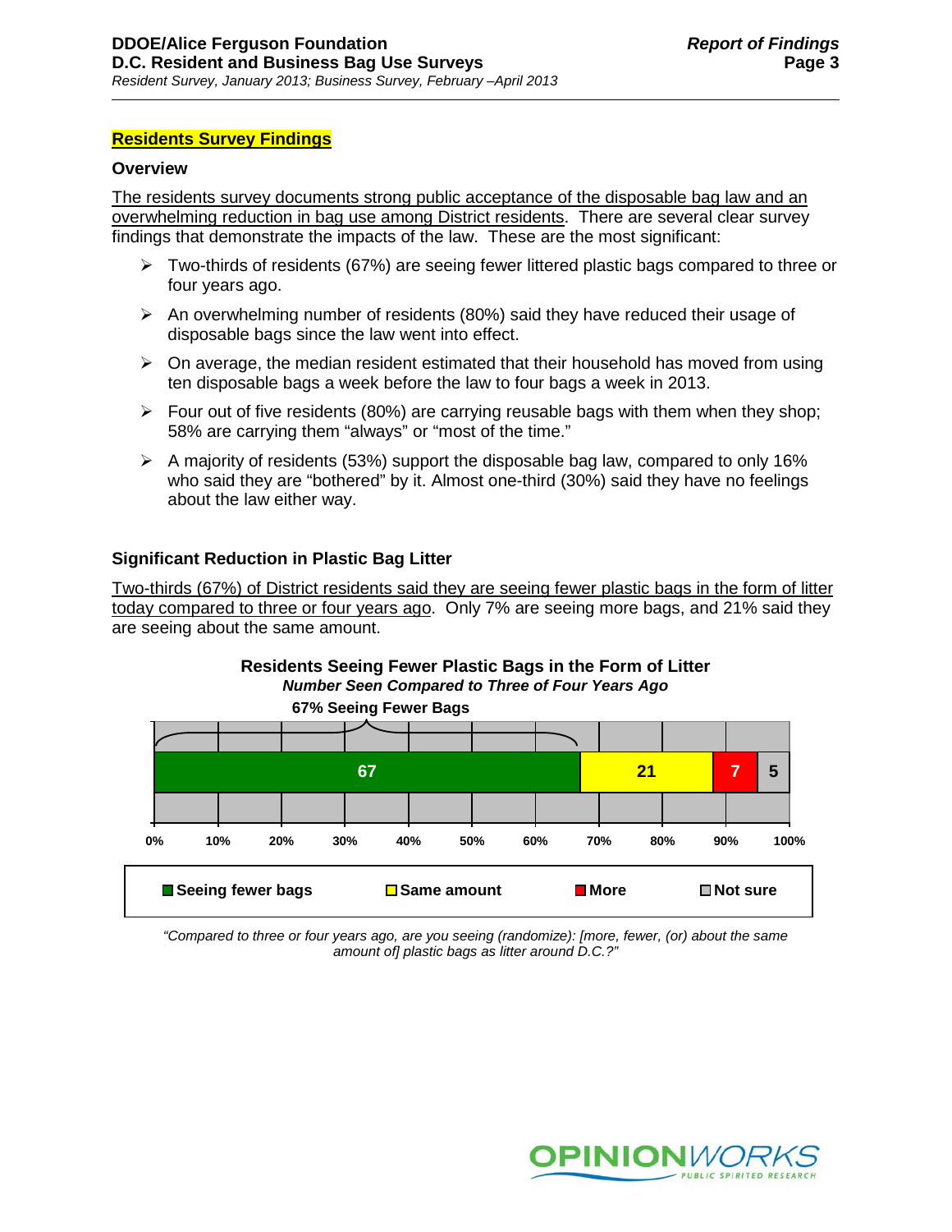## Residents Survey Findings

### Overview

The residents survey documents strong public acceptance of the disposable bag law and an overwhelming reduction in bag use among District residents. There are several clear survey findings that demonstrate the impacts of the law. These are the most significant:

- Two-thirds of residents (67%) are seeing fewer littered plastic bags compared to three or four years ago.
- An overwhelming number of residents (80%) said they have reduced their usage of disposable bags since the law went into effect.
- On average, the median resident estimated that their household has moved from using ten disposable bags a week before the law to four bags a week in 2013.
- Four out of five residents (80%) are carrying reusable bags with them when they shop; 58% are carrying them "always" or "most of the time."
- A majority of residents (53%) support the disposable bag law, compared to only 16% who said they are "bothered" by it. Almost one-third (30%) said they have no feelings about the law either way.

### Significant Reduction in Plastic Bag Litter

Two-thirds (67%) of District residents said they are seeing fewer plastic bags in the form of litter today compared to three or four years ago. Only 7% are seeing more bags, and 21% said they are seeing about the same amount.

**Residents Seeing Fewer Plastic Bags in the Form of Litter**
***Number Seen Compared to Three of Four Years Ago***

**67% Seeing Fewer Bags**

| Seeing fewer bags | Same amount | More | Not sure |
|---|---|---|---|
| 67 | 21 | 7 | 5 |

*"Compared to three or four years ago, are you seeing (randomize): [more, fewer, (or) about the same amount of] plastic bags as litter around D.C.?"*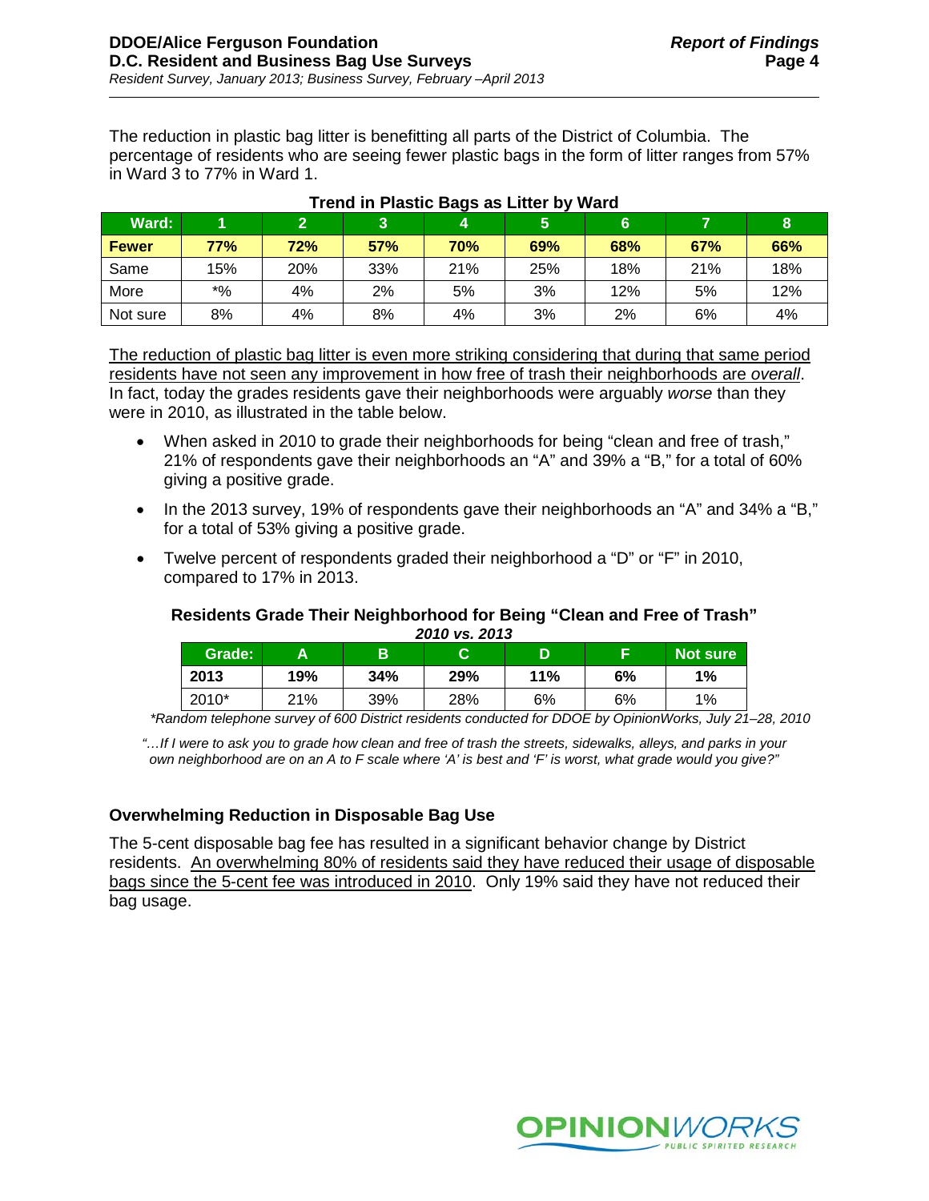The reduction in plastic bag litter is benefitting all parts of the District of Columbia. The percentage of residents who are seeing fewer plastic bags in the form of litter ranges from 57% in Ward 3 to 77% in Ward 1.

**Trend in Plastic Bags as Litter by Ward**

| Ward: | 1 | 2 | 3 | 4 | 5 | 6 | 7 | 8 |
|---|---|---|---|---|---|---|---|---|
| **Fewer** | **77%** | **72%** | **57%** | **70%** | **69%** | **68%** | **67%** | **66%** |
| Same | 15% | 20% | 33% | 21% | 25% | 18% | 21% | 18% |
| More | *% | 4% | 2% | 5% | 3% | 12% | 5% | 12% |
| Not sure | 8% | 4% | 8% | 4% | 3% | 2% | 6% | 4% |

<u>The reduction of plastic bag litter is even more striking considering that during that same period residents have not seen any improvement in how free of trash their neighborhoods are *overall*</u>. In fact, today the grades residents gave their neighborhoods were arguably *worse* than they were in 2010, as illustrated in the table below.

- When asked in 2010 to grade their neighborhoods for being "clean and free of trash," 21% of respondents gave their neighborhoods an "A" and 39% a "B," for a total of 60% giving a positive grade.
- In the 2013 survey, 19% of respondents gave their neighborhoods an "A" and 34% a "B," for a total of 53% giving a positive grade.
- Twelve percent of respondents graded their neighborhood a "D" or "F" in 2010, compared to 17% in 2013.

**Residents Grade Their Neighborhood for Being "Clean and Free of Trash"**
***2010 vs. 2013***

| Grade: | A | B | C | D | F | Not sure |
|---|---|---|---|---|---|---|
| **2013** | **19%** | **34%** | **29%** | **11%** | **6%** | **1%** |
| 2010* | 21% | 39% | 28% | 6% | 6% | 1% |

*\*Random telephone survey of 600 District residents conducted for DDOE by OpinionWorks, July 21–28, 2010*

*"…If I were to ask you to grade how clean and free of trash the streets, sidewalks, alleys, and parks in your own neighborhood are on an A to F scale where 'A' is best and 'F' is worst, what grade would you give?"*

### Overwhelming Reduction in Disposable Bag Use

The 5-cent disposable bag fee has resulted in a significant behavior change by District residents. <u>An overwhelming 80% of residents said they have reduced their usage of disposable bags since the 5-cent fee was introduced in 2010</u>. Only 19% said they have not reduced their bag usage.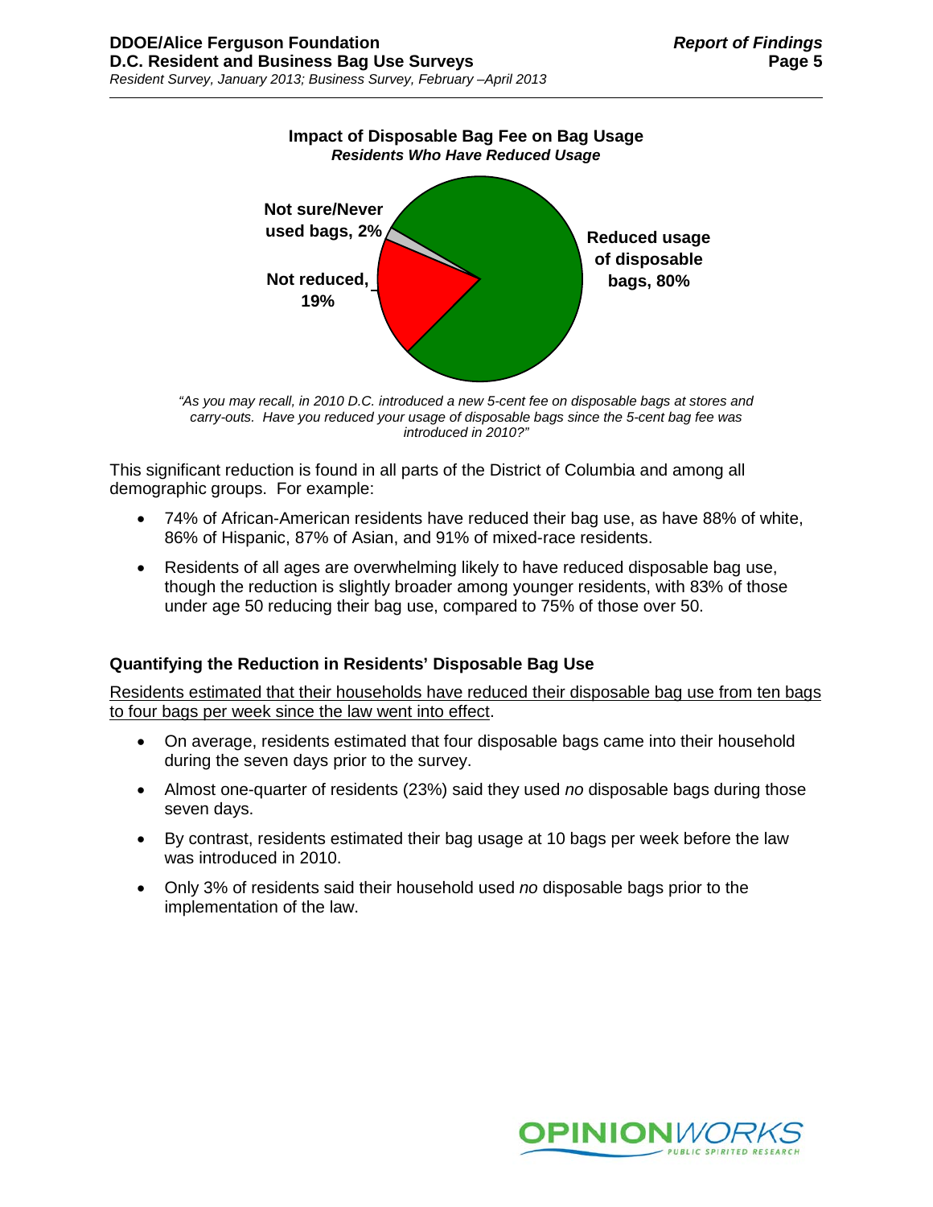**Impact of Disposable Bag Fee on Bag Usage**
***Residents Who Have Reduced Usage***

Not sure/Never used bags, 2%

Not reduced, 19%

Reduced usage of disposable bags, 80%

*"As you may recall, in 2010 D.C. introduced a new 5-cent fee on disposable bags at stores and carry-outs. Have you reduced your usage of disposable bags since the 5-cent bag fee was introduced in 2010?"*

This significant reduction is found in all parts of the District of Columbia and among all demographic groups. For example:

- 74% of African-American residents have reduced their bag use, as have 88% of white, 86% of Hispanic, 87% of Asian, and 91% of mixed-race residents.
- Residents of all ages are overwhelming likely to have reduced disposable bag use, though the reduction is slightly broader among younger residents, with 83% of those under age 50 reducing their bag use, compared to 75% of those over 50.

### Quantifying the Reduction in Residents' Disposable Bag Use

<u>Residents estimated that their households have reduced their disposable bag use from ten bags to four bags per week since the law went into effect</u>.

- On average, residents estimated that four disposable bags came into their household during the seven days prior to the survey.
- Almost one-quarter of residents (23%) said they used *no* disposable bags during those seven days.
- By contrast, residents estimated their bag usage at 10 bags per week before the law was introduced in 2010.
- Only 3% of residents said their household used *no* disposable bags prior to the implementation of the law.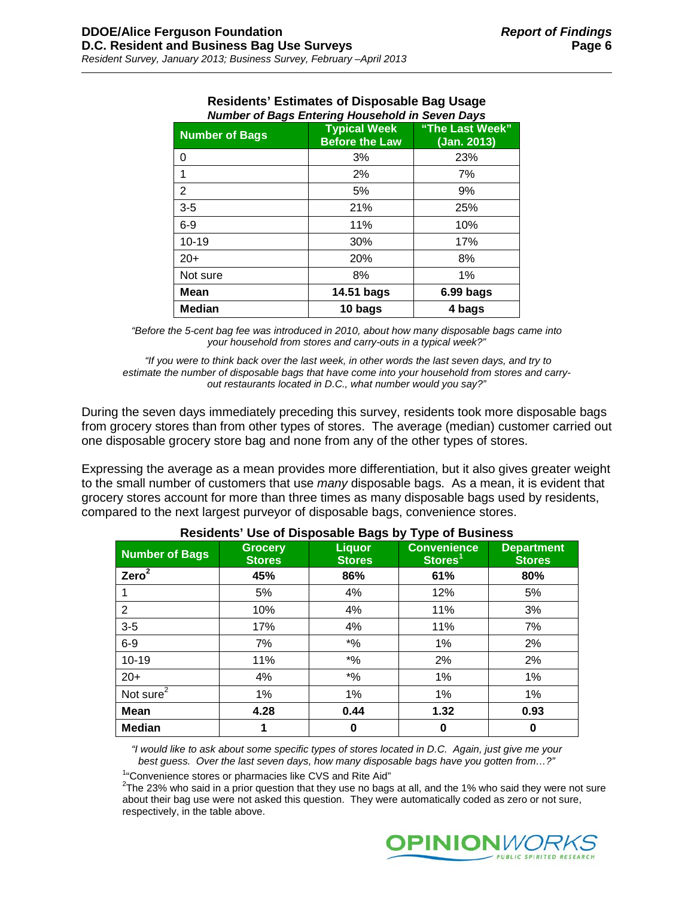**Residents' Estimates of Disposable Bag Usage**
***Number of Bags Entering Household in Seven Days***

| Number of Bags | Typical Week Before the Law | "The Last Week" (Jan. 2013) |
|---|---|---|
| 0 | 3% | 23% |
| 1 | 2% | 7% |
| 2 | 5% | 9% |
| 3-5 | 21% | 25% |
| 6-9 | 11% | 10% |
| 10-19 | 30% | 17% |
| 20+ | 20% | 8% |
| Not sure | 8% | 1% |
| **Mean** | **14.51 bags** | **6.99 bags** |
| **Median** | **10 bags** | **4 bags** |

*"Before the 5-cent bag fee was introduced in 2010, about how many disposable bags came into your household from stores and carry-outs in a typical week?"*

*"If you were to think back over the last week, in other words the last seven days, and try to estimate the number of disposable bags that have come into your household from stores and carry-out restaurants located in D.C., what number would you say?"*

During the seven days immediately preceding this survey, residents took more disposable bags from grocery stores than from other types of stores. The average (median) customer carried out one disposable grocery store bag and none from any of the other types of stores.

Expressing the average as a mean provides more differentiation, but it also gives greater weight to the small number of customers that use *many* disposable bags. As a mean, it is evident that grocery stores account for more than three times as many disposable bags used by residents, compared to the next largest purveyor of disposable bags, convenience stores.

**Residents' Use of Disposable Bags by Type of Business**

| Number of Bags | Grocery Stores | Liquor Stores | Convenience Stores[1] | Department Stores |
|---|---|---|---|---|
| **Zero[2]** | **45%** | **86%** | **61%** | **80%** |
| 1 | 5% | 4% | 12% | 5% |
| 2 | 10% | 4% | 11% | 3% |
| 3-5 | 17% | 4% | 11% | 7% |
| 6-9 | 7% | *% | 1% | 2% |
| 10-19 | 11% | *% | 2% | 2% |
| 20+ | 4% | *% | 1% | 1% |
| Not sure[2] | 1% | 1% | 1% | 1% |
| **Mean** | **4.28** | **0.44** | **1.32** | **0.93** |
| **Median** | **1** | **0** | **0** | **0** |

*"I would like to ask about some specific types of stores located in D.C. Again, just give me your best guess. Over the last seven days, how many disposable bags have you gotten from…?"*

[1] "Convenience stores or pharmacies like CVS and Rite Aid"

[2] The 23% who said in a prior question that they use no bags at all, and the 1% who said they were not sure about their bag use were not asked this question. They were automatically coded as zero or not sure, respectively, in the table above.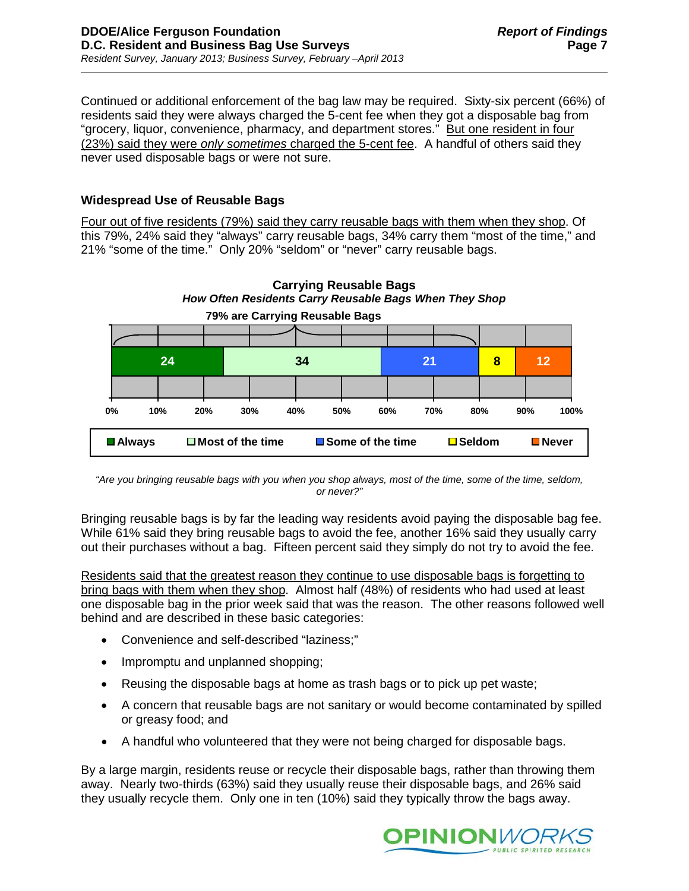Continued or additional enforcement of the bag law may be required. Sixty-six percent (66%) of residents said they were always charged the 5-cent fee when they got a disposable bag from "grocery, liquor, convenience, pharmacy, and department stores." But one resident in four (23%) said they were *only sometimes* charged the 5-cent fee. A handful of others said they never used disposable bags or were not sure.

### Widespread Use of Reusable Bags

Four out of five residents (79%) said they carry reusable bags with them when they shop. Of this 79%, 24% said they "always" carry reusable bags, 34% carry them "most of the time," and 21% "some of the time." Only 20% "seldom" or "never" carry reusable bags.

**Carrying Reusable Bags**
***How Often Residents Carry Reusable Bags When They Shop***
**79% are Carrying Reusable Bags**

| Always | Most of the time | Some of the time | Seldom | Never |
|---|---|---|---|---|
| 24 | 34 | 21 | 8 | 12 |

*"Are you bringing reusable bags with you when you shop always, most of the time, some of the time, seldom, or never?"*

Bringing reusable bags is by far the leading way residents avoid paying the disposable bag fee. While 61% said they bring reusable bags to avoid the fee, another 16% said they usually carry out their purchases without a bag. Fifteen percent said they simply do not try to avoid the fee.

Residents said that the greatest reason they continue to use disposable bags is forgetting to bring bags with them when they shop. Almost half (48%) of residents who had used at least one disposable bag in the prior week said that was the reason. The other reasons followed well behind and are described in these basic categories:

- Convenience and self-described "laziness;"
- Impromptu and unplanned shopping;
- Reusing the disposable bags at home as trash bags or to pick up pet waste;
- A concern that reusable bags are not sanitary or would become contaminated by spilled or greasy food; and
- A handful who volunteered that they were not being charged for disposable bags.

By a large margin, residents reuse or recycle their disposable bags, rather than throwing them away. Nearly two-thirds (63%) said they usually reuse their disposable bags, and 26% said they usually recycle them. Only one in ten (10%) said they typically throw the bags away.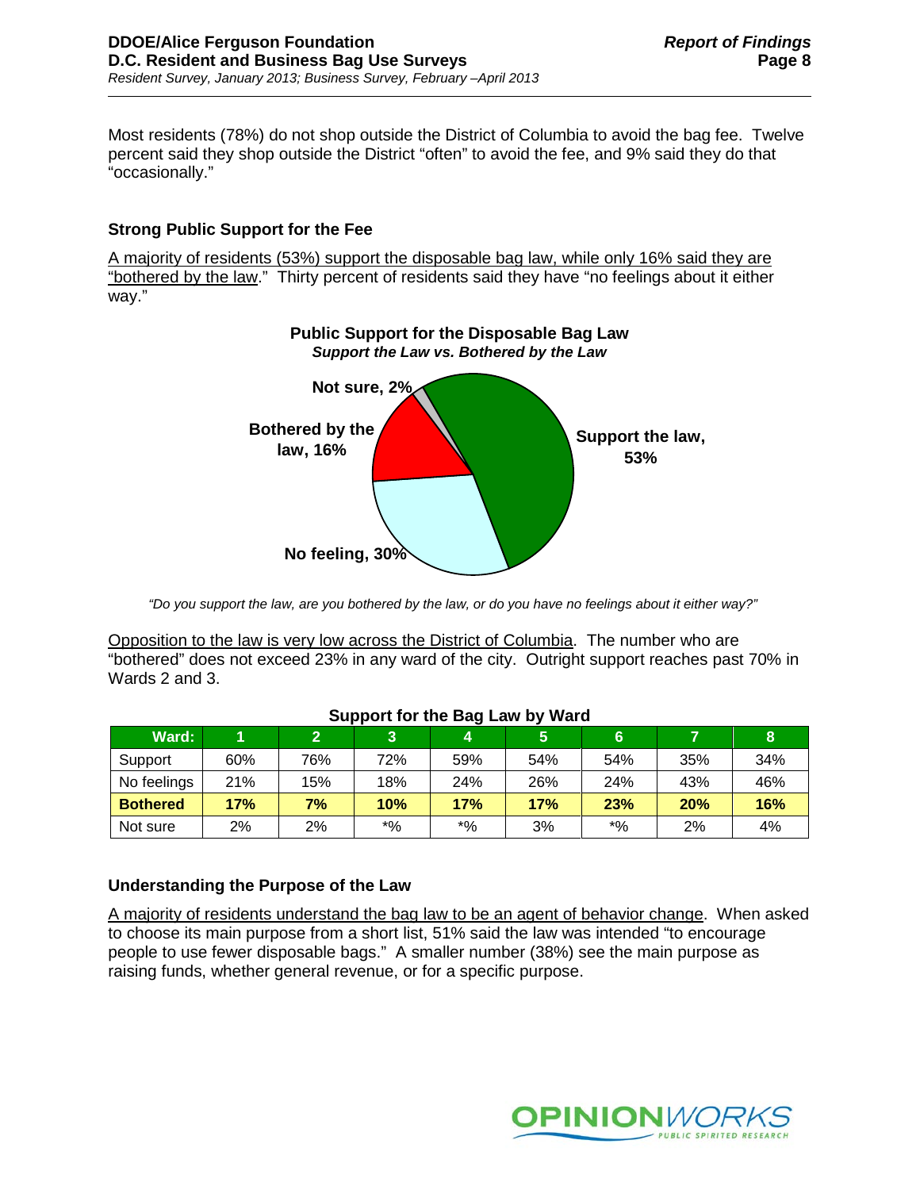Most residents (78%) do not shop outside the District of Columbia to avoid the bag fee. Twelve percent said they shop outside the District "often" to avoid the fee, and 9% said they do that "occasionally."

## Strong Public Support for the Fee

A majority of residents (53%) support the disposable bag law, while only 16% said they are "bothered by the law." Thirty percent of residents said they have "no feelings about it either way."

**Public Support for the Disposable Bag Law**
***Support the Law vs. Bothered by the Law***

Not sure, 2%

Bothered by the law, 16%

Support the law, 53%

No feeling, 30%

*"Do you support the law, are you bothered by the law, or do you have no feelings about it either way?"*

Opposition to the law is very low across the District of Columbia. The number who are "bothered" does not exceed 23% in any ward of the city. Outright support reaches past 70% in Wards 2 and 3.

**Support for the Bag Law by Ward**

| Ward: | 1 | 2 | 3 | 4 | 5 | 6 | 7 | 8 |
|---|---|---|---|---|---|---|---|---|
| Support | 60% | 76% | 72% | 59% | 54% | 54% | 35% | 34% |
| No feelings | 21% | 15% | 18% | 24% | 26% | 24% | 43% | 46% |
| **Bothered** | **17%** | **7%** | **10%** | **17%** | **17%** | **23%** | **20%** | **16%** |
| Not sure | 2% | 2% | *% | *% | 3% | *% | 2% | 4% |

## Understanding the Purpose of the Law

A majority of residents understand the bag law to be an agent of behavior change. When asked to choose its main purpose from a short list, 51% said the law was intended "to encourage people to use fewer disposable bags." A smaller number (38%) see the main purpose as raising funds, whether general revenue, or for a specific purpose.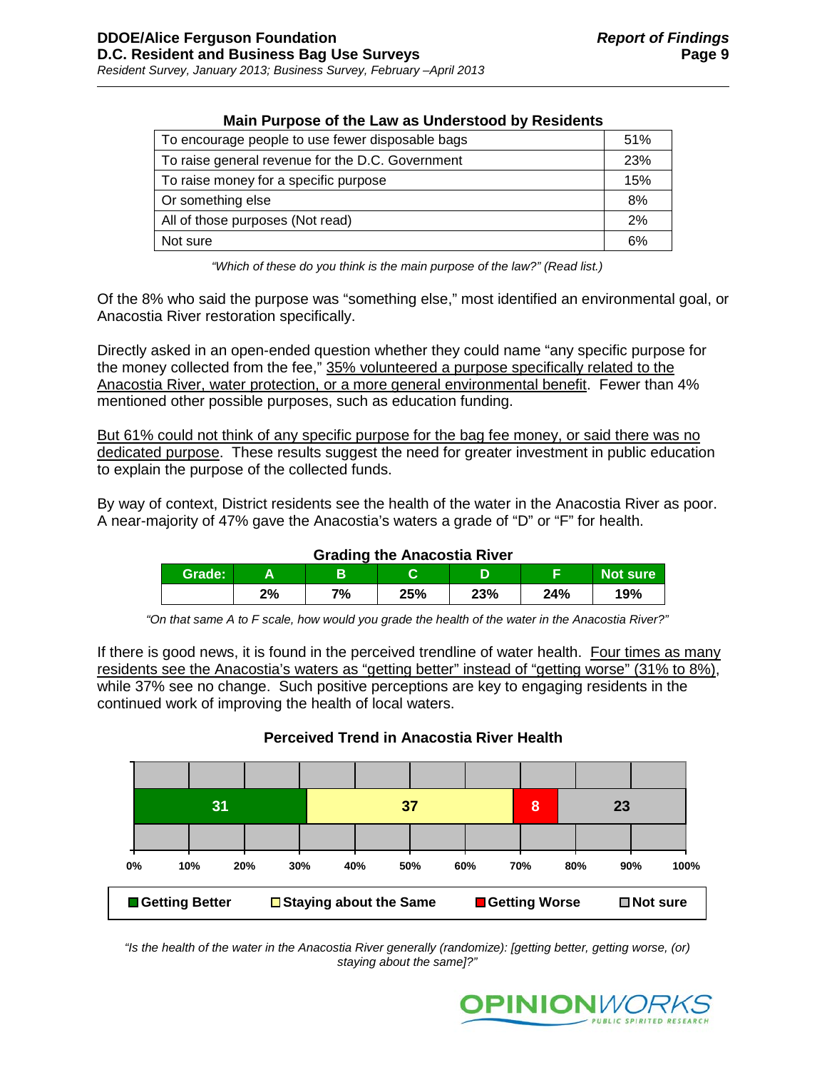**Main Purpose of the Law as Understood by Residents**

| Response | % |
|---|---|
| To encourage people to use fewer disposable bags | 51% |
| To raise general revenue for the D.C. Government | 23% |
| To raise money for a specific purpose | 15% |
| Or something else | 8% |
| All of those purposes (Not read) | 2% |
| Not sure | 6% |

*"Which of these do you think is the main purpose of the law?" (Read list.)*

Of the 8% who said the purpose was "something else," most identified an environmental goal, or Anacostia River restoration specifically.

Directly asked in an open-ended question whether they could name "any specific purpose for the money collected from the fee," 35% volunteered a purpose specifically related to the Anacostia River, water protection, or a more general environmental benefit. Fewer than 4% mentioned other possible purposes, such as education funding.

But 61% could not think of any specific purpose for the bag fee money, or said there was no dedicated purpose. These results suggest the need for greater investment in public education to explain the purpose of the collected funds.

By way of context, District residents see the health of the water in the Anacostia River as poor. A near-majority of 47% gave the Anacostia's waters a grade of "D" or "F" for health.

**Grading the Anacostia River**

| Grade: | A | B | C | D | F | Not sure |
|---|---|---|---|---|---|---|
| | **2%** | **7%** | **25%** | **23%** | **24%** | **19%** |

*"On that same A to F scale, how would you grade the health of the water in the Anacostia River?"*

If there is good news, it is found in the perceived trendline of water health. Four times as many residents see the Anacostia's waters as "getting better" instead of "getting worse" (31% to 8%), while 37% see no change. Such positive perceptions are key to engaging residents in the continued work of improving the health of local waters.

**Perceived Trend in Anacostia River Health**

| Getting Better | Staying about the Same | Getting Worse | Not sure |
|---|---|---|---|
| 31 | 37 | 8 | 23 |

*"Is the health of the water in the Anacostia River generally (randomize): [getting better, getting worse, (or) staying about the same]?"*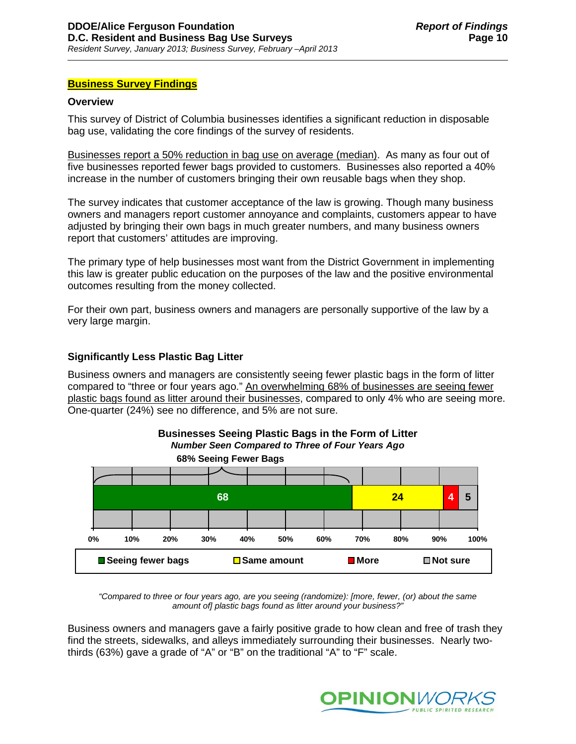## Business Survey Findings

### Overview

This survey of District of Columbia businesses identifies a significant reduction in disposable bag use, validating the core findings of the survey of residents.

Businesses report a 50% reduction in bag use on average (median). As many as four out of five businesses reported fewer bags provided to customers. Businesses also reported a 40% increase in the number of customers bringing their own reusable bags when they shop.

The survey indicates that customer acceptance of the law is growing. Though many business owners and managers report customer annoyance and complaints, customers appear to have adjusted by bringing their own bags in much greater numbers, and many business owners report that customers' attitudes are improving.

The primary type of help businesses most want from the District Government in implementing this law is greater public education on the purposes of the law and the positive environmental outcomes resulting from the money collected.

For their own part, business owners and managers are personally supportive of the law by a very large margin.

### Significantly Less Plastic Bag Litter

Business owners and managers are consistently seeing fewer plastic bags in the form of litter compared to "three or four years ago." An overwhelming 68% of businesses are seeing fewer plastic bags found as litter around their businesses, compared to only 4% who are seeing more. One-quarter (24%) see no difference, and 5% are not sure.

**Businesses Seeing Plastic Bags in the Form of Litter**
***Number Seen Compared to Three of Four Years Ago***

**68% Seeing Fewer Bags**

| Seeing fewer bags | Same amount | More | Not sure |
|---|---|---|---|
| 68 | 24 | 4 | 5 |

*"Compared to three or four years ago, are you seeing (randomize): [more, fewer, (or) about the same amount of] plastic bags found as litter around your business?"*

Business owners and managers gave a fairly positive grade to how clean and free of trash they find the streets, sidewalks, and alleys immediately surrounding their businesses. Nearly two-thirds (63%) gave a grade of "A" or "B" on the traditional "A" to "F" scale.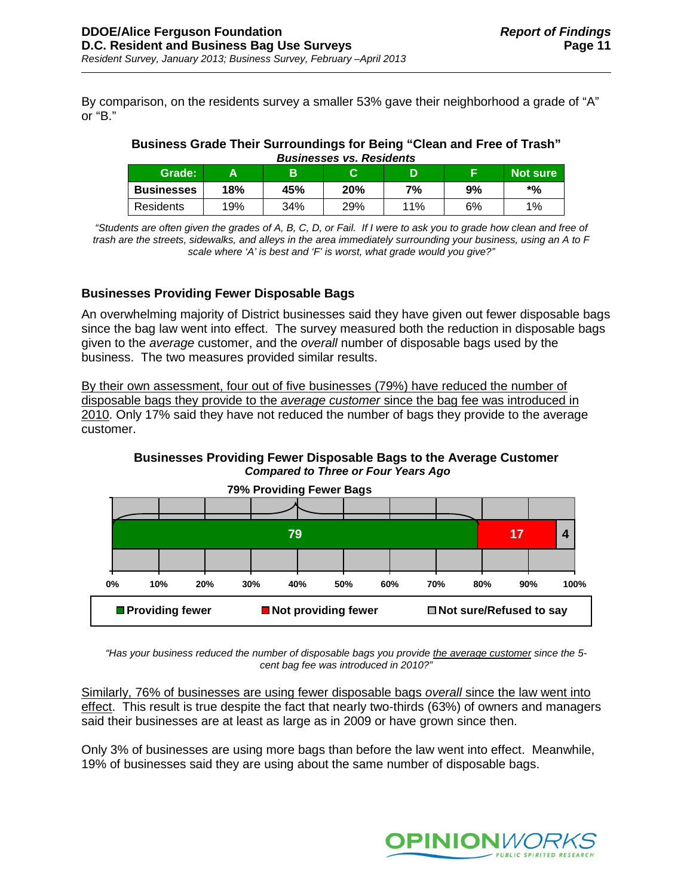By comparison, on the residents survey a smaller 53% gave their neighborhood a grade of "A" or "B."

**Business Grade Their Surroundings for Being "Clean and Free of Trash"**
***Businesses vs. Residents***

| Grade: | A | B | C | D | F | Not sure |
|---|---|---|---|---|---|---|
| **Businesses** | **18%** | **45%** | **20%** | **7%** | **9%** | ***%** |
| Residents | 19% | 34% | 29% | 11% | 6% | 1% |

*"Students are often given the grades of A, B, C, D, or Fail. If I were to ask you to grade how clean and free of trash are the streets, sidewalks, and alleys in the area immediately surrounding your business, using an A to F scale where 'A' is best and 'F' is worst, what grade would you give?"*

### Businesses Providing Fewer Disposable Bags

An overwhelming majority of District businesses said they have given out fewer disposable bags since the bag law went into effect. The survey measured both the reduction in disposable bags given to the *average* customer, and the *overall* number of disposable bags used by the business. The two measures provided similar results.

By their own assessment, four out of five businesses (79%) have reduced the number of disposable bags they provide to the *average customer* since the bag fee was introduced in 2010. Only 17% said they have not reduced the number of bags they provide to the average customer.

**Businesses Providing Fewer Disposable Bags to the Average Customer**
***Compared to Three or Four Years Ago***

**79% Providing Fewer Bags**

| Providing fewer | Not providing fewer | Not sure/Refused to say |
|---|---|---|
| 79 | 17 | 4 |

*"Has your business reduced the number of disposable bags you provide the average customer since the 5-cent bag fee was introduced in 2010?"*

Similarly, 76% of businesses are using fewer disposable bags *overall* since the law went into effect. This result is true despite the fact that nearly two-thirds (63%) of owners and managers said their businesses are at least as large as in 2009 or have grown since then.

Only 3% of businesses are using more bags than before the law went into effect. Meanwhile, 19% of businesses said they are using about the same number of disposable bags.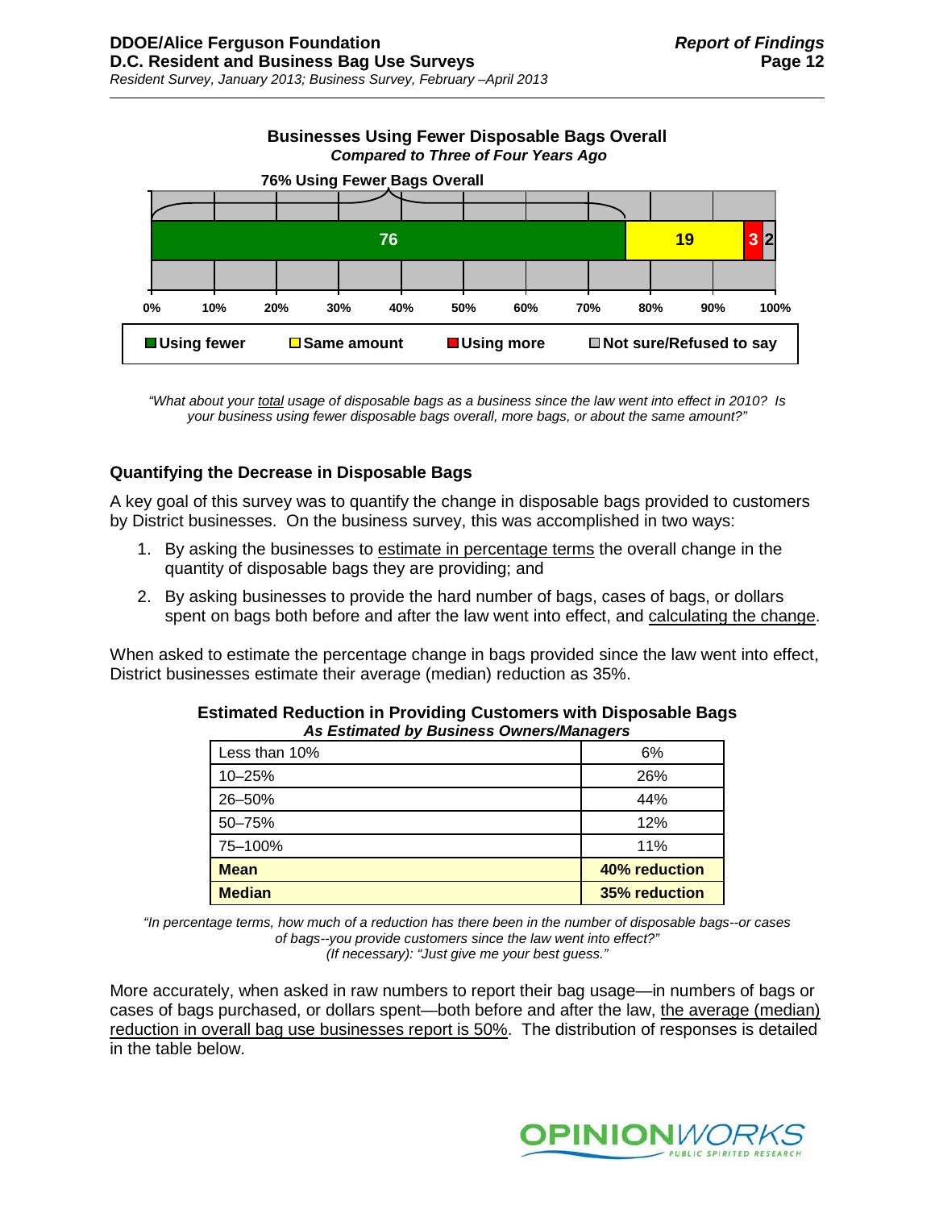**Businesses Using Fewer Disposable Bags Overall**
***Compared to Three of Four Years Ago***

**76% Using Fewer Bags Overall**

| Using fewer | Same amount | Using more | Not sure/Refused to say |
|---|---|---|---|
| 76 | 19 | 3 | 2 |

*"What about your total usage of disposable bags as a business since the law went into effect in 2010? Is your business using fewer disposable bags overall, more bags, or about the same amount?"*

### Quantifying the Decrease in Disposable Bags

A key goal of this survey was to quantify the change in disposable bags provided to customers by District businesses. On the business survey, this was accomplished in two ways:

1. By asking the businesses to estimate in percentage terms the overall change in the quantity of disposable bags they are providing; and
2. By asking businesses to provide the hard number of bags, cases of bags, or dollars spent on bags both before and after the law went into effect, and calculating the change.

When asked to estimate the percentage change in bags provided since the law went into effect, District businesses estimate their average (median) reduction as 35%.

**Estimated Reduction in Providing Customers with Disposable Bags**
***As Estimated by Business Owners/Managers***

| | |
|---|---|
| Less than 10% | 6% |
| 10–25% | 26% |
| 26–50% | 44% |
| 50–75% | 12% |
| 75–100% | 11% |
| **Mean** | **40% reduction** |
| **Median** | **35% reduction** |

*"In percentage terms, how much of a reduction has there been in the number of disposable bags--or cases of bags--you provide customers since the law went into effect?"*
*(If necessary): "Just give me your best guess."*

More accurately, when asked in raw numbers to report their bag usage—in numbers of bags or cases of bags purchased, or dollars spent—both before and after the law, the average (median) reduction in overall bag use businesses report is 50%. The distribution of responses is detailed in the table below.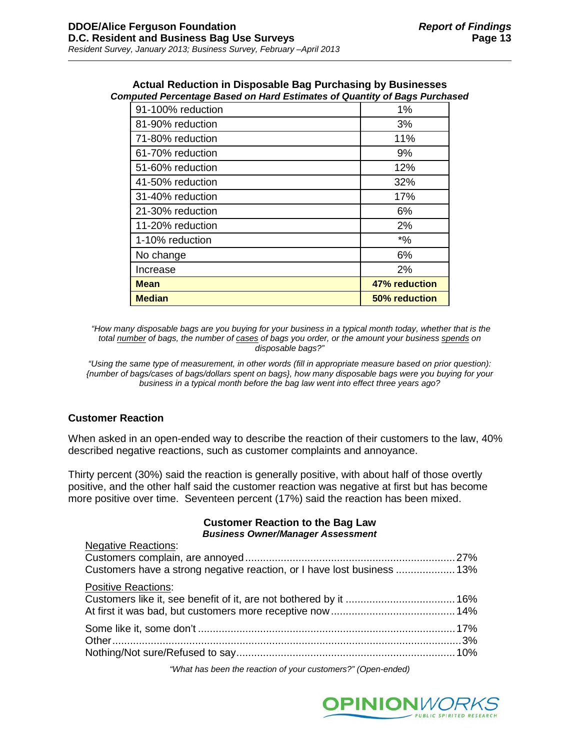**Actual Reduction in Disposable Bag Purchasing by Businesses**
***Computed Percentage Based on Hard Estimates of Quantity of Bags Purchased***

| | |
|---|---|
| 91-100% reduction | 1% |
| 81-90% reduction | 3% |
| 71-80% reduction | 11% |
| 61-70% reduction | 9% |
| 51-60% reduction | 12% |
| 41-50% reduction | 32% |
| 31-40% reduction | 17% |
| 21-30% reduction | 6% |
| 11-20% reduction | 2% |
| 1-10% reduction | *% |
| No change | 6% |
| Increase | 2% |
| **Mean** | **47% reduction** |
| **Median** | **50% reduction** |

*"How many disposable bags are you buying for your business in a typical month today, whether that is the total number of bags, the number of cases of bags you order, or the amount your business spends on disposable bags?"*

*"Using the same type of measurement, in other words (fill in appropriate measure based on prior question): {number of bags/cases of bags/dollars spent on bags}, how many disposable bags were you buying for your business in a typical month before the bag law went into effect three years ago?"*

### Customer Reaction

When asked in an open-ended way to describe the reaction of their customers to the law, 40% described negative reactions, such as customer complaints and annoyance.

Thirty percent (30%) said the reaction is generally positive, with about half of those overtly positive, and the other half said the customer reaction was negative at first but has become more positive over time. Seventeen percent (17%) said the reaction has been mixed.

**Customer Reaction to the Bag Law**
***Business Owner/Manager Assessment***

Negative Reactions:
Customers complain, are annoyed....................27%
Customers have a strong negative reaction, or I have lost business....................13%

Positive Reactions:
Customers like it, see benefit of it, are not bothered by it....................16%
At first it was bad, but customers more receptive now....................14%

Some like it, some don't....................17%
Other....................3%
Nothing/Not sure/Refused to say....................10%

*"What has been the reaction of your customers?" (Open-ended)*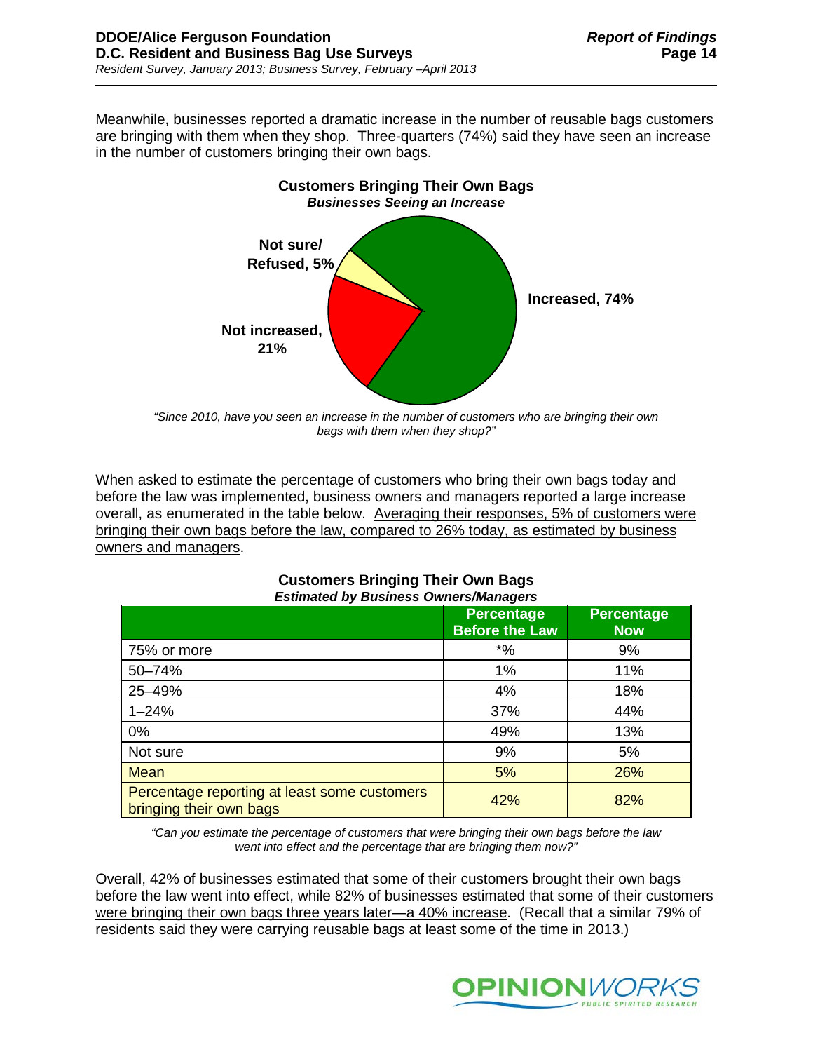Meanwhile, businesses reported a dramatic increase in the number of reusable bags customers are bringing with them when they shop. Three-quarters (74%) said they have seen an increase in the number of customers bringing their own bags.

**Customers Bringing Their Own Bags**
***Businesses Seeing an Increase***

Increased, 74%
Not increased, 21%
Not sure/ Refused, 5%

*"Since 2010, have you seen an increase in the number of customers who are bringing their own bags with them when they shop?"*

When asked to estimate the percentage of customers who bring their own bags today and before the law was implemented, business owners and managers reported a large increase overall, as enumerated in the table below. Averaging their responses, 5% of customers were bringing their own bags before the law, compared to 26% today, as estimated by business owners and managers.

**Customers Bringing Their Own Bags**
***Estimated by Business Owners/Managers***

| | Percentage Before the Law | Percentage Now |
|---|---|---|
| 75% or more | *% | 9% |
| 50–74% | 1% | 11% |
| 25–49% | 4% | 18% |
| 1–24% | 37% | 44% |
| 0% | 49% | 13% |
| Not sure | 9% | 5% |
| Mean | 5% | 26% |
| Percentage reporting at least some customers bringing their own bags | 42% | 82% |

*"Can you estimate the percentage of customers that were bringing their own bags before the law went into effect and the percentage that are bringing them now?"*

Overall, 42% of businesses estimated that some of their customers brought their own bags before the law went into effect, while 82% of businesses estimated that some of their customers were bringing their own bags three years later—a 40% increase. (Recall that a similar 79% of residents said they were carrying reusable bags at least some of the time in 2013.)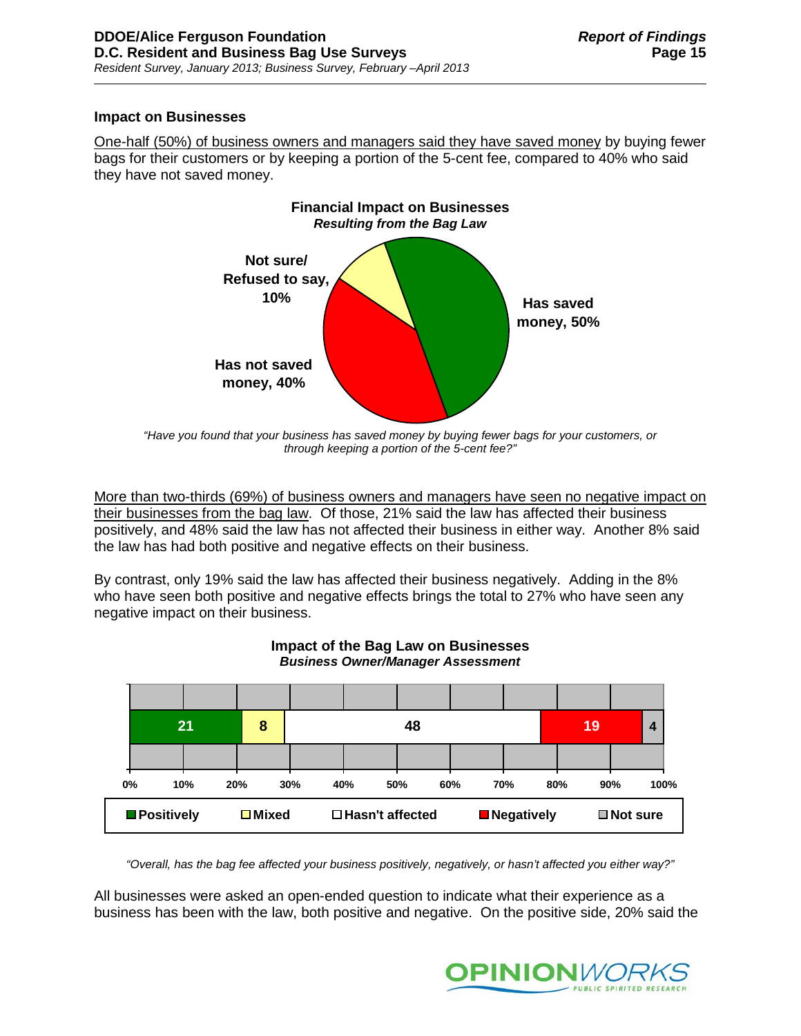### Impact on Businesses

One-half (50%) of business owners and managers said they have saved money by buying fewer bags for their customers or by keeping a portion of the 5-cent fee, compared to 40% who said they have not saved money.

**Financial Impact on Businesses**
***Resulting from the Bag Law***

| Response | Percent |
|---|---|
| Has saved money | 50% |
| Has not saved money | 40% |
| Not sure/ Refused to say | 10% |

*"Have you found that your business has saved money by buying fewer bags for your customers, or through keeping a portion of the 5-cent fee?"*

More than two-thirds (69%) of business owners and managers have seen no negative impact on their businesses from the bag law. Of those, 21% said the law has affected their business positively, and 48% said the law has not affected their business in either way. Another 8% said the law has had both positive and negative effects on their business.

By contrast, only 19% said the law has affected their business negatively. Adding in the 8% who have seen both positive and negative effects brings the total to 27% who have seen any negative impact on their business.

**Impact of the Bag Law on Businesses**
***Business Owner/Manager Assessment***

| Positively | Mixed | Hasn't affected | Negatively | Not sure |
|---|---|---|---|---|
| 21 | 8 | 48 | 19 | 4 |

*"Overall, has the bag fee affected your business positively, negatively, or hasn't affected you either way?"*

All businesses were asked an open-ended question to indicate what their experience as a business has been with the law, both positive and negative. On the positive side, 20% said the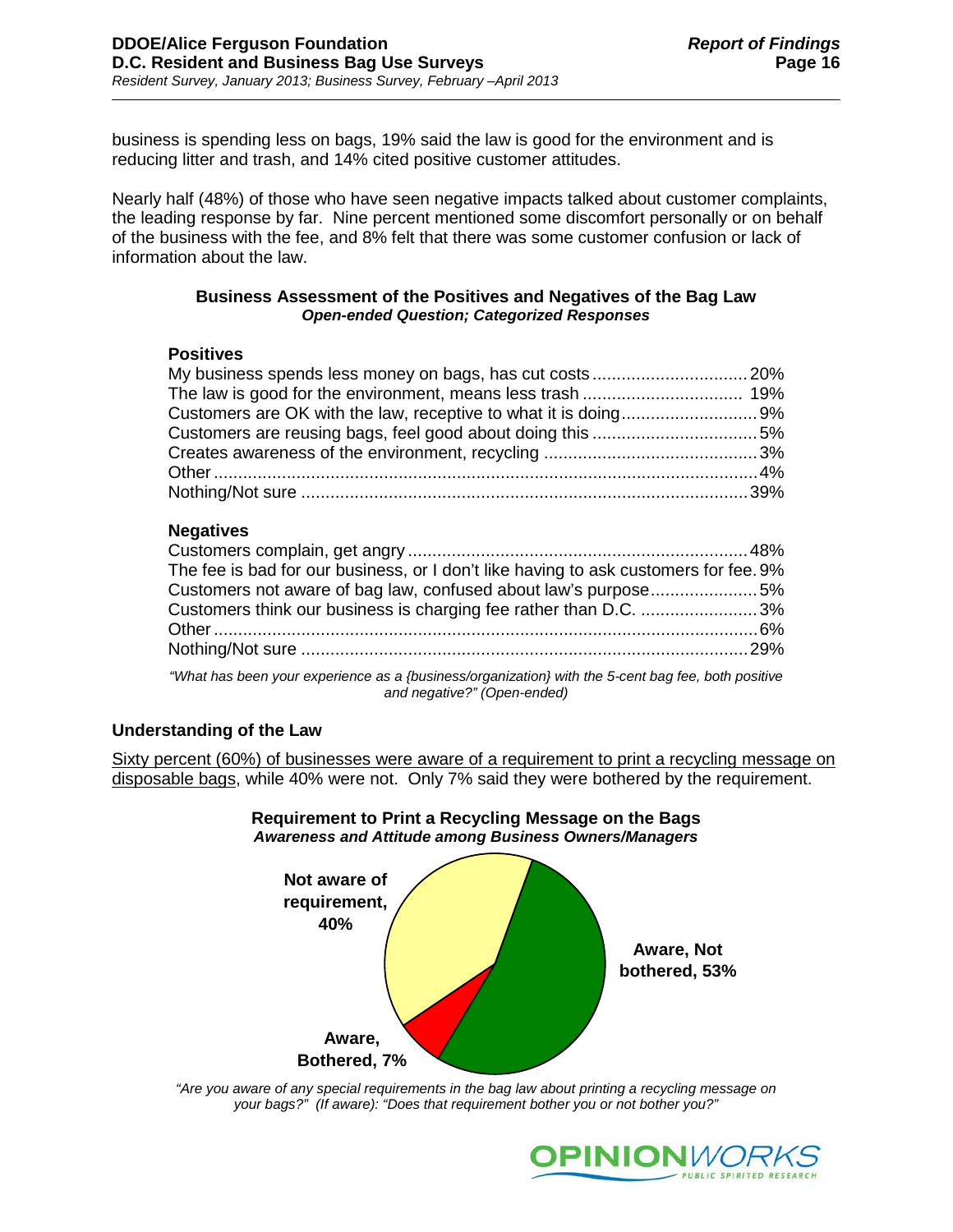business is spending less on bags, 19% said the law is good for the environment and is reducing litter and trash, and 14% cited positive customer attitudes.

Nearly half (48%) of those who have seen negative impacts talked about customer complaints, the leading response by far. Nine percent mentioned some discomfort personally or on behalf of the business with the fee, and 8% felt that there was some customer confusion or lack of information about the law.

**Business Assessment of the Positives and Negatives of the Bag Law**
***Open-ended Question; Categorized Responses***

**Positives**

| | |
|---|---|
| My business spends less money on bags, has cut costs | 20% |
| The law is good for the environment, means less trash | 19% |
| Customers are OK with the law, receptive to what it is doing | 9% |
| Customers are reusing bags, feel good about doing this | 5% |
| Creates awareness of the environment, recycling | 3% |
| Other | 4% |
| Nothing/Not sure | 39% |

**Negatives**

| | |
|---|---|
| Customers complain, get angry | 48% |
| The fee is bad for our business, or I don't like having to ask customers for fee. | 9% |
| Customers not aware of bag law, confused about law's purpose | 5% |
| Customers think our business is charging fee rather than D.C. | 3% |
| Other | 6% |
| Nothing/Not sure | 29% |

*"What has been your experience as a {business/organization} with the 5-cent bag fee, both positive and negative?" (Open-ended)*

### Understanding of the Law

Sixty percent (60%) of businesses were aware of a requirement to print a recycling message on disposable bags, while 40% were not. Only 7% said they were bothered by the requirement.

**Requirement to Print a Recycling Message on the Bags**
***Awareness and Attitude among Business Owners/Managers***

| Response | Percent |
|---|---|
| Not aware of requirement | 40% |
| Aware, Not bothered | 53% |
| Aware, Bothered | 7% |

*"Are you aware of any special requirements in the bag law about printing a recycling message on your bags?" (If aware): "Does that requirement bother you or not bother you?"*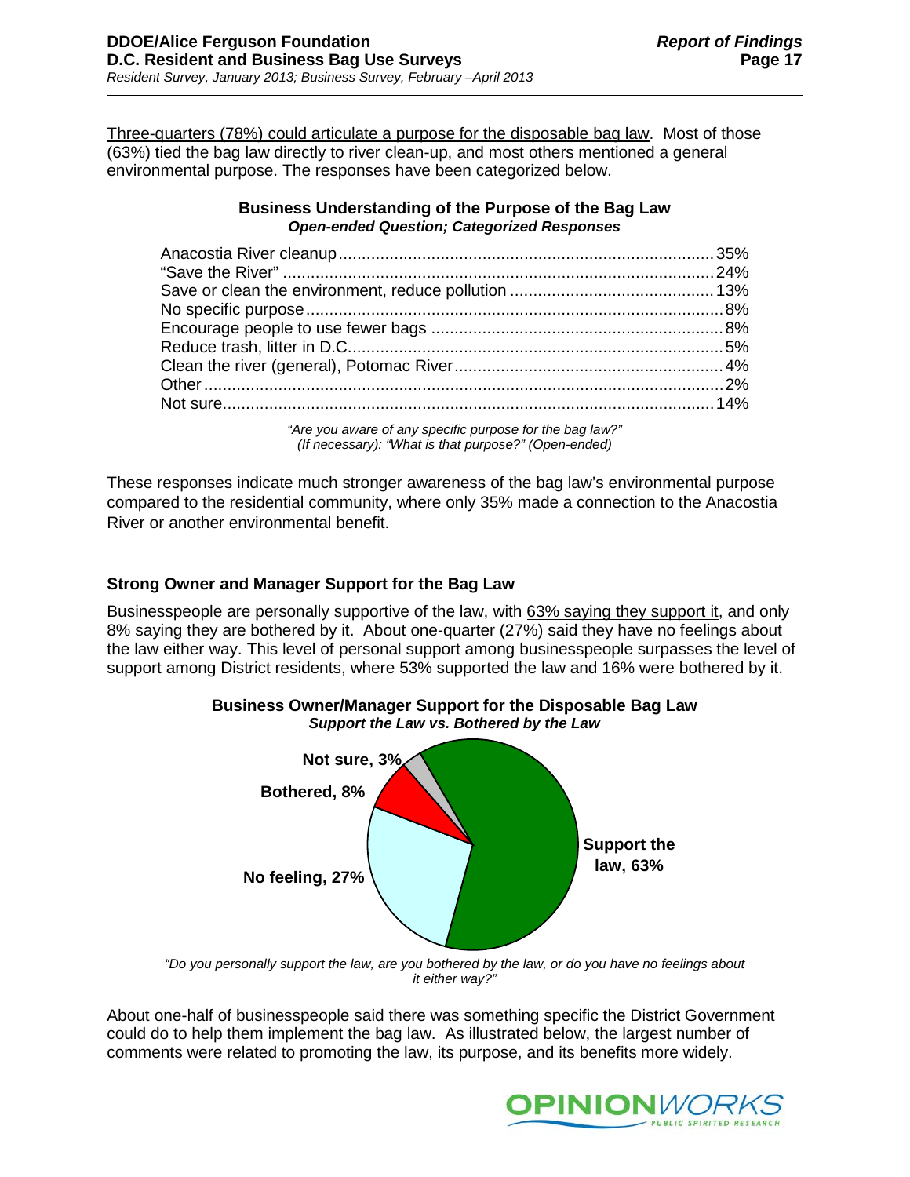Three-quarters (78%) could articulate a purpose for the disposable bag law. Most of those (63%) tied the bag law directly to river clean-up, and most others mentioned a general environmental purpose. The responses have been categorized below.

**Business Understanding of the Purpose of the Bag Law**
***Open-ended Question; Categorized Responses***

| Response | % |
|---|---|
| Anacostia River cleanup | 35% |
| "Save the River" | 24% |
| Save or clean the environment, reduce pollution | 13% |
| No specific purpose | 8% |
| Encourage people to use fewer bags | 8% |
| Reduce trash, litter in D.C. | 5% |
| Clean the river (general), Potomac River | 4% |
| Other | 2% |
| Not sure | 14% |

*"Are you aware of any specific purpose for the bag law?" (If necessary): "What is that purpose?" (Open-ended)*

These responses indicate much stronger awareness of the bag law's environmental purpose compared to the residential community, where only 35% made a connection to the Anacostia River or another environmental benefit.

### Strong Owner and Manager Support for the Bag Law

Businesspeople are personally supportive of the law, with 63% saying they support it, and only 8% saying they are bothered by it. About one-quarter (27%) said they have no feelings about the law either way. This level of personal support among businesspeople surpasses the level of support among District residents, where 53% supported the law and 16% were bothered by it.

**Business Owner/Manager Support for the Disposable Bag Law**
***Support the Law vs. Bothered by the Law***

| Response | % |
|---|---|
| Support the law | 63% |
| No feeling | 27% |
| Bothered | 8% |
| Not sure | 3% |

*"Do you personally support the law, are you bothered by the law, or do you have no feelings about it either way?"*

About one-half of businesspeople said there was something specific the District Government could do to help them implement the bag law. As illustrated below, the largest number of comments were related to promoting the law, its purpose, and its benefits more widely.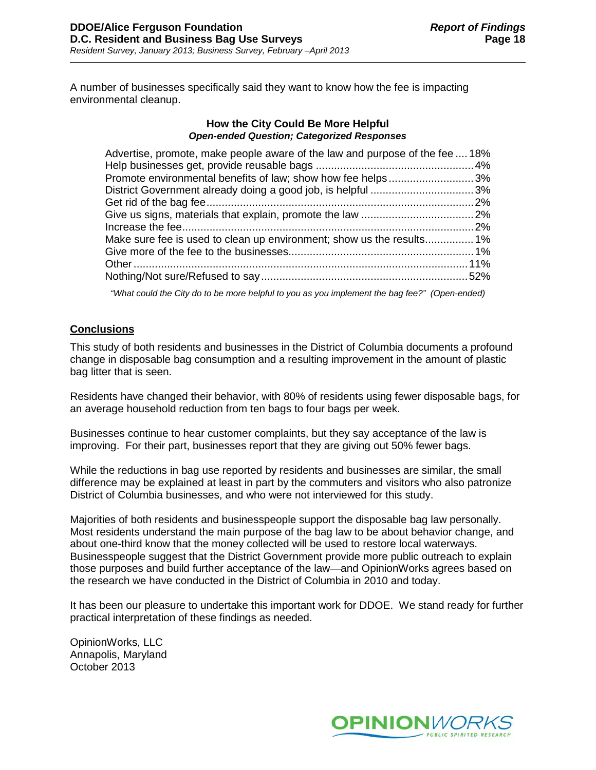A number of businesses specifically said they want to know how the fee is impacting environmental cleanup.

**How the City Could Be More Helpful**
***Open-ended Question; Categorized Responses***

| | |
|---|---|
| Advertise, promote, make people aware of the law and purpose of the fee | 18% |
| Help businesses get, provide reusable bags | 4% |
| Promote environmental benefits of law; show how fee helps | 3% |
| District Government already doing a good job, is helpful | 3% |
| Get rid of the bag fee | 2% |
| Give us signs, materials that explain, promote the law | 2% |
| Increase the fee | 2% |
| Make sure fee is used to clean up environment; show us the results | 1% |
| Give more of the fee to the businesses | 1% |
| Other | 11% |
| Nothing/Not sure/Refused to say | 52% |

*"What could the City do to be more helpful to you as you implement the bag fee?" (Open-ended)*

## Conclusions

This study of both residents and businesses in the District of Columbia documents a profound change in disposable bag consumption and a resulting improvement in the amount of plastic bag litter that is seen.

Residents have changed their behavior, with 80% of residents using fewer disposable bags, for an average household reduction from ten bags to four bags per week.

Businesses continue to hear customer complaints, but they say acceptance of the law is improving. For their part, businesses report that they are giving out 50% fewer bags.

While the reductions in bag use reported by residents and businesses are similar, the small difference may be explained at least in part by the commuters and visitors who also patronize District of Columbia businesses, and who were not interviewed for this study.

Majorities of both residents and businesspeople support the disposable bag law personally. Most residents understand the main purpose of the bag law to be about behavior change, and about one-third know that the money collected will be used to restore local waterways. Businesspeople suggest that the District Government provide more public outreach to explain those purposes and build further acceptance of the law—and OpinionWorks agrees based on the research we have conducted in the District of Columbia in 2010 and today.

It has been our pleasure to undertake this important work for DDOE. We stand ready for further practical interpretation of these findings as needed.

OpinionWorks, LLC
Annapolis, Maryland
October 2013